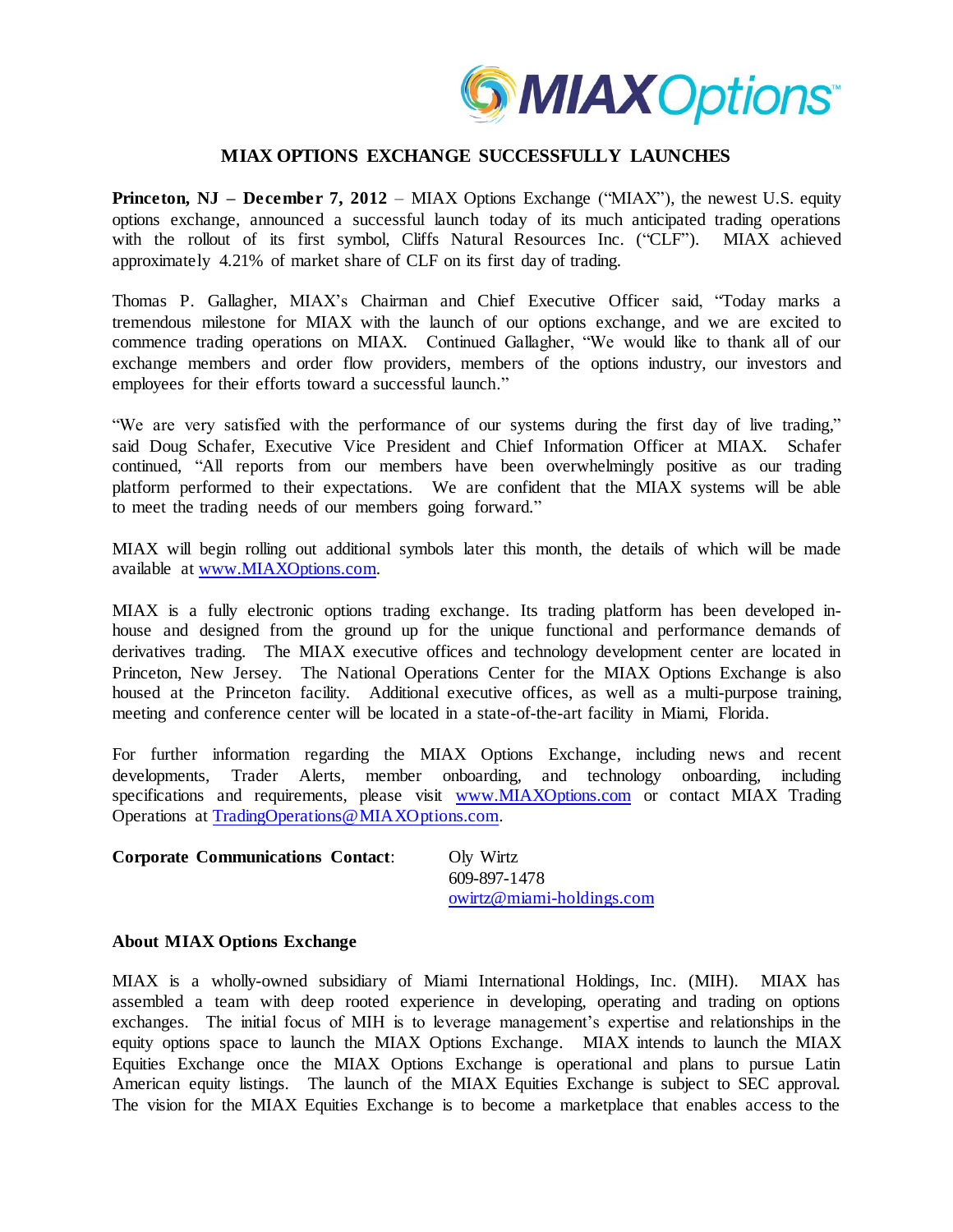MIAX Options

# MIAX OPTIONS EXCHANGE SUCCESSFULLY LAUNCHES

**Princeton, NJ – December 7, 2012** – MIAX Options Exchange ("MIAX"), the newest U.S. equity options exchange, announced a successful launch today of its much anticipated trading operations with the rollout of its first symbol, Cliffs Natural Resources Inc. ("CLF"). MIAX achieved approximately 4.21% of market share of CLF on its first day of trading.

Thomas P. Gallagher, MIAX's Chairman and Chief Executive Officer said, "Today marks a tremendous milestone for MIAX with the launch of our options exchange, and we are excited to commence trading operations on MIAX. Continued Gallagher, "We would like to thank all of our exchange members and order flow providers, members of the options industry, our investors and employees for their efforts toward a successful launch."

"We are very satisfied with the performance of our systems during the first day of live trading," said Doug Schafer, Executive Vice President and Chief Information Officer at MIAX. Schafer continued, "All reports from our members have been overwhelmingly positive as our trading platform performed to their expectations. We are confident that the MIAX systems will be able to meet the trading needs of our members going forward."

MIAX will begin rolling out additional symbols later this month, the details of which will be made available at [www.MIAXOptions.com](http://www.MIAXOptions.com).

MIAX is a fully electronic options trading exchange. Its trading platform has been developed in-house and designed from the ground up for the unique functional and performance demands of derivatives trading. The MIAX executive offices and technology development center are located in Princeton, New Jersey. The National Operations Center for the MIAX Options Exchange is also housed at the Princeton facility. Additional executive offices, as well as a multi-purpose training, meeting and conference center will be located in a state-of-the-art facility in Miami, Florida.

For further information regarding the MIAX Options Exchange, including news and recent developments, Trader Alerts, member onboarding, and technology onboarding, including specifications and requirements, please visit [www.MIAXOptions.com](http://www.MIAXOptions.com) or contact MIAX Trading Operations at [TradingOperations@MIAXOptions.com](mailto:TradingOperations@MIAXOptions.com).

**Corporate Communications Contact**:
Oly Wirtz
609-897-1478
[owirtz@miami-holdings.com](mailto:owirtz@miami-holdings.com)

**About MIAX Options Exchange**

MIAX is a wholly-owned subsidiary of Miami International Holdings, Inc. (MIH). MIAX has assembled a team with deep rooted experience in developing, operating and trading on options exchanges. The initial focus of MIH is to leverage management's expertise and relationships in the equity options space to launch the MIAX Options Exchange. MIAX intends to launch the MIAX Equities Exchange once the MIAX Options Exchange is operational and plans to pursue Latin American equity listings. The launch of the MIAX Equities Exchange is subject to SEC approval. The vision for the MIAX Equities Exchange is to become a marketplace that enables access to the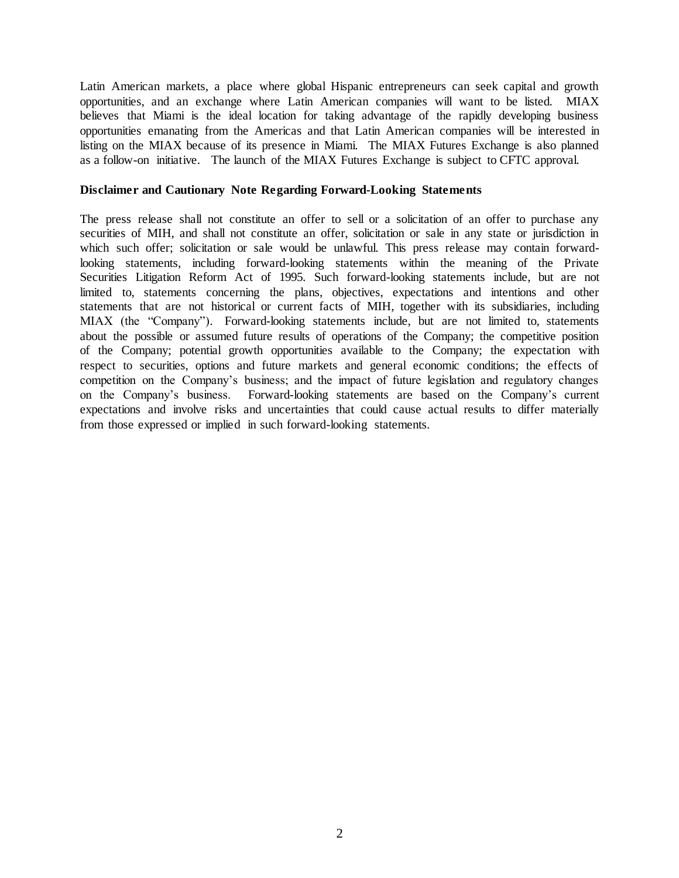Latin American markets, a place where global Hispanic entrepreneurs can seek capital and growth opportunities, and an exchange where Latin American companies will want to be listed. MIAX believes that Miami is the ideal location for taking advantage of the rapidly developing business opportunities emanating from the Americas and that Latin American companies will be interested in listing on the MIAX because of its presence in Miami. The MIAX Futures Exchange is also planned as a follow-on initiative. The launch of the MIAX Futures Exchange is subject to CFTC approval.

**Disclaimer and Cautionary Note Regarding Forward-Looking Statements**

The press release shall not constitute an offer to sell or a solicitation of an offer to purchase any securities of MIH, and shall not constitute an offer, solicitation or sale in any state or jurisdiction in which such offer; solicitation or sale would be unlawful. This press release may contain forward-looking statements, including forward-looking statements within the meaning of the Private Securities Litigation Reform Act of 1995. Such forward-looking statements include, but are not limited to, statements concerning the plans, objectives, expectations and intentions and other statements that are not historical or current facts of MIH, together with its subsidiaries, including MIAX (the "Company"). Forward-looking statements include, but are not limited to, statements about the possible or assumed future results of operations of the Company; the competitive position of the Company; potential growth opportunities available to the Company; the expectation with respect to securities, options and future markets and general economic conditions; the effects of competition on the Company's business; and the impact of future legislation and regulatory changes on the Company's business. Forward-looking statements are based on the Company's current expectations and involve risks and uncertainties that could cause actual results to differ materially from those expressed or implied in such forward-looking statements.